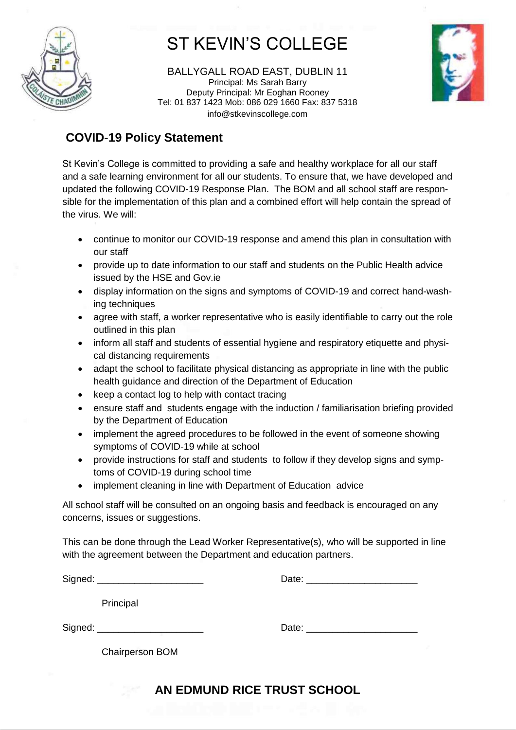# ST KEVIN'S COLLEGE

BALLYGALL ROAD EAST, DUBLIN 11
Principal: Ms Sarah Barry
Deputy Principal: Mr Eoghan Rooney
Tel: 01 837 1423 Mob: 086 029 1660 Fax: 837 5318
info@stkevinscollege.com

## COVID-19 Policy Statement

St Kevin's College is committed to providing a safe and healthy workplace for all our staff and a safe learning environment for all our students. To ensure that, we have developed and updated the following COVID-19 Response Plan. The BOM and all school staff are responsible for the implementation of this plan and a combined effort will help contain the spread of the virus. We will:

- continue to monitor our COVID-19 response and amend this plan in consultation with our staff
- provide up to date information to our staff and students on the Public Health advice issued by the HSE and Gov.ie
- display information on the signs and symptoms of COVID-19 and correct hand-washing techniques
- agree with staff, a worker representative who is easily identifiable to carry out the role outlined in this plan
- inform all staff and students of essential hygiene and respiratory etiquette and physical distancing requirements
- adapt the school to facilitate physical distancing as appropriate in line with the public health guidance and direction of the Department of Education
- keep a contact log to help with contact tracing
- ensure staff and students engage with the induction / familiarisation briefing provided by the Department of Education
- implement the agreed procedures to be followed in the event of someone showing symptoms of COVID-19 while at school
- provide instructions for staff and students to follow if they develop signs and symptoms of COVID-19 during school time
- implement cleaning in line with Department of Education advice

All school staff will be consulted on an ongoing basis and feedback is encouraged on any concerns, issues or suggestions.

This can be done through the Lead Worker Representative(s), who will be supported in line with the agreement between the Department and education partners.

Signed: ____________________ Date: ____________________

Principal

Signed: ____________________ Date: ____________________

Chairperson BOM

**AN EDMUND RICE TRUST SCHOOL**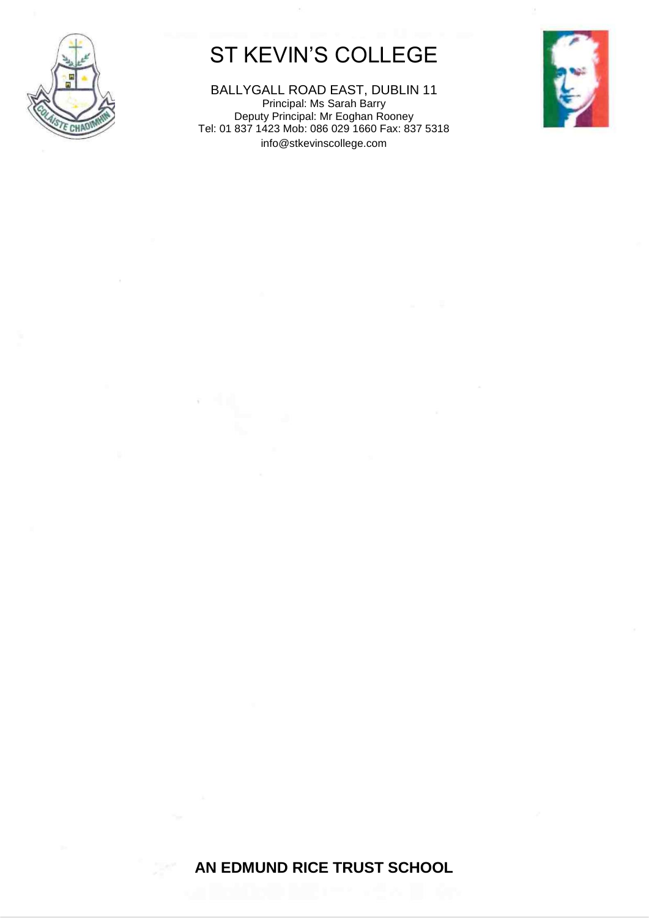# ST KEVIN'S COLLEGE

BALLYGALL ROAD EAST, DUBLIN 11
Principal: Ms Sarah Barry
Deputy Principal: Mr Eoghan Rooney
Tel: 01 837 1423 Mob: 086 029 1660 Fax: 837 5318
info@stkevinscollege.com

**AN EDMUND RICE TRUST SCHOOL**